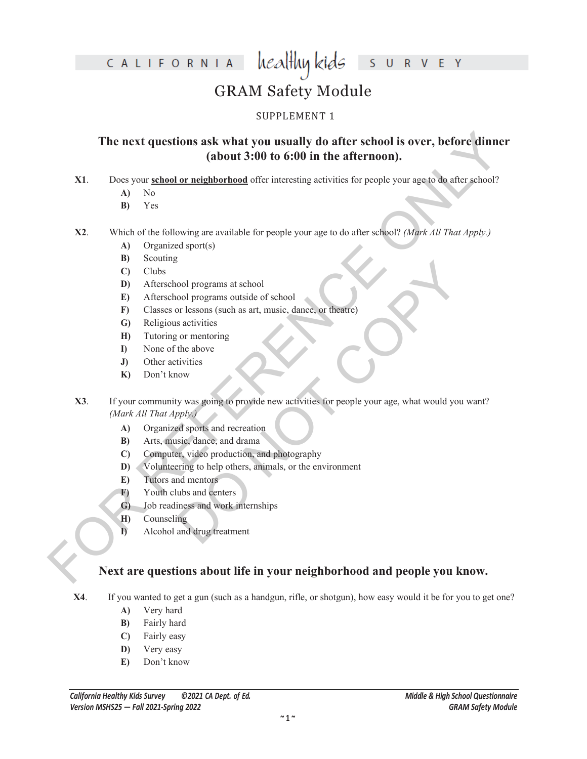CALIFORNIA healthy kids SURVEY

# GRAM Safety Module

SUPPLEMENT 1

## The next questions ask what you usually do after school is over, before dinner (about 3:00 to 6:00 in the afternoon).

**X1**. Does your **school or neighborhood** offer interesting activities for people your age to do after school?

- **A)** No
- **B)** Yes

**X2**. Which of the following are available for people your age to do after school? *(Mark All That Apply.)*

- **A)** Organized sport(s)
- **B)** Scouting
- **C)** Clubs
- **D)** Afterschool programs at school
- **E)** Afterschool programs outside of school
- **F)** Classes or lessons (such as art, music, dance, or theatre)
- **G)** Religious activities
- **H)** Tutoring or mentoring
- **I)** None of the above
- **J)** Other activities
- **K)** Don't know

**X3**. If your community was going to provide new activities for people your age, what would you want? *(Mark All That Apply.)*

- **A)** Organized sports and recreation
- **B)** Arts, music, dance, and drama
- **C)** Computer, video production, and photography
- **D)** Volunteering to help others, animals, or the environment
- **E)** Tutors and mentors
- **F)** Youth clubs and centers
- **G)** Job readiness and work internships
- **H)** Counseling
- **I)** Alcohol and drug treatment

## Next are questions about life in your neighborhood and people you know.

**X4**. If you wanted to get a gun (such as a handgun, rifle, or shotgun), how easy would it be for you to get one?

- **A)** Very hard
- **B)** Fairly hard
- **C)** Fairly easy
- **D)** Very easy
- **E)** Don't know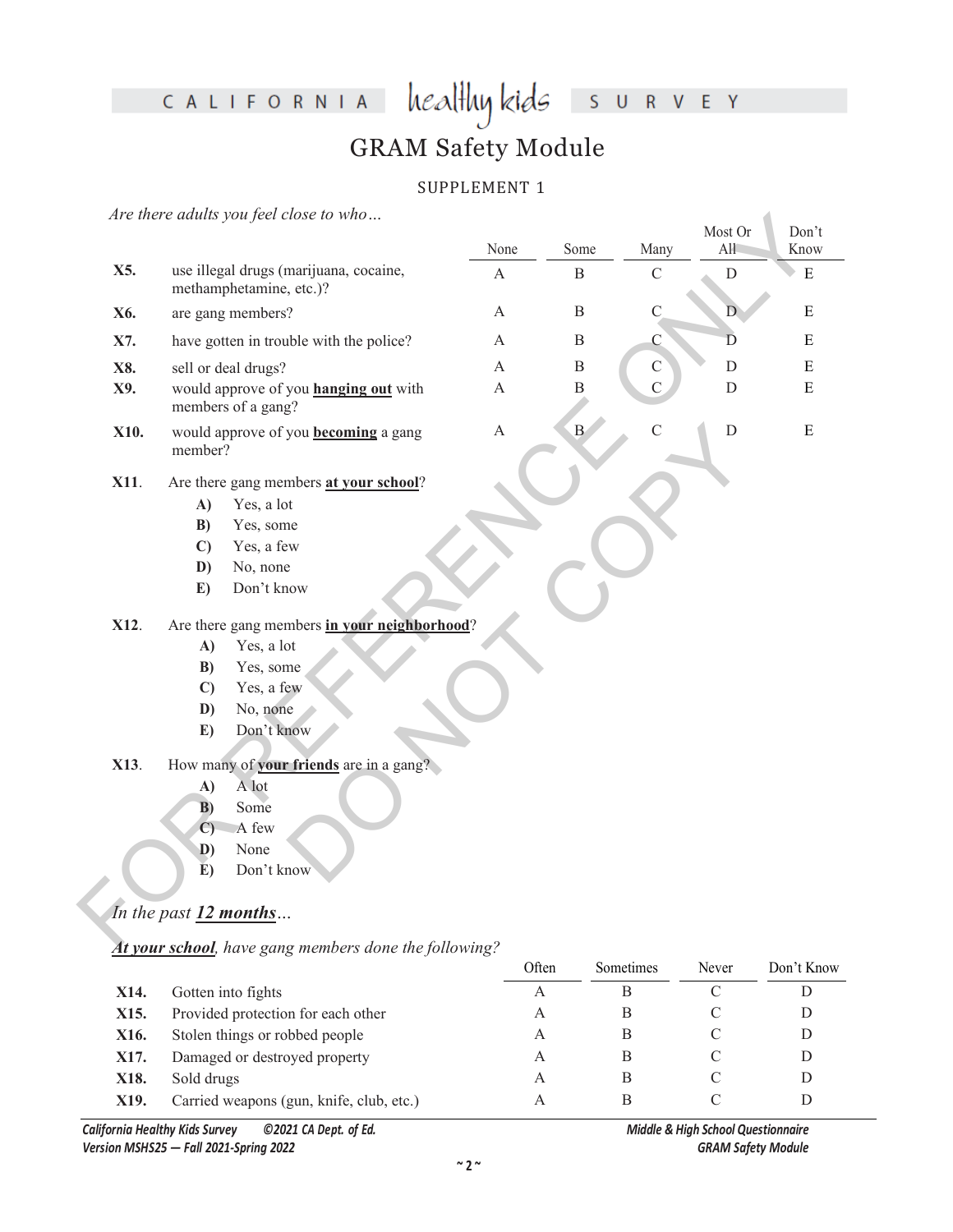# GRAM Safety Module

SUPPLEMENT 1

*Are there adults you feel close to who…*

| | | None | Some | Many | Most Or All | Don't Know |
|---|---|---|---|---|---|---|
| **X5.** | use illegal drugs (marijuana, cocaine, methamphetamine, etc.)? | A | B | C | D | E |
| **X6.** | are gang members? | A | B | C | D | E |
| **X7.** | have gotten in trouble with the police? | A | B | C | D | E |
| **X8.** | sell or deal drugs? | A | B | C | D | E |
| **X9.** | would approve of you **hanging out** with members of a gang? | A | B | C | D | E |
| **X10.** | would approve of you **becoming** a gang member? | A | B | C | D | E |

**X11**. Are there gang members **at your school**?

- **A)** Yes, a lot
- **B)** Yes, some
- **C)** Yes, a few
- **D)** No, none
- **E)** Don't know

**X12**. Are there gang members **in your neighborhood**?

- **A)** Yes, a lot
- **B)** Yes, some
- **C)** Yes, a few
- **D)** No, none
- **E)** Don't know

**X13**. How many of **your friends** are in a gang?

- **A)** A lot
- **B)** Some
- **C)** A few
- **D)** None
- **E)** Don't know

*In the past **12 months**…*

***At your school**, have gang members done the following?*

| | | Often | Sometimes | Never | Don't Know |
|---|---|---|---|---|---|
| **X14.** | Gotten into fights | A | B | C | D |
| **X15.** | Provided protection for each other | A | B | C | D |
| **X16.** | Stolen things or robbed people | A | B | C | D |
| **X17.** | Damaged or destroyed property | A | B | C | D |
| **X18.** | Sold drugs | A | B | C | D |
| **X19.** | Carried weapons (gun, knife, club, etc.) | A | B | C | D |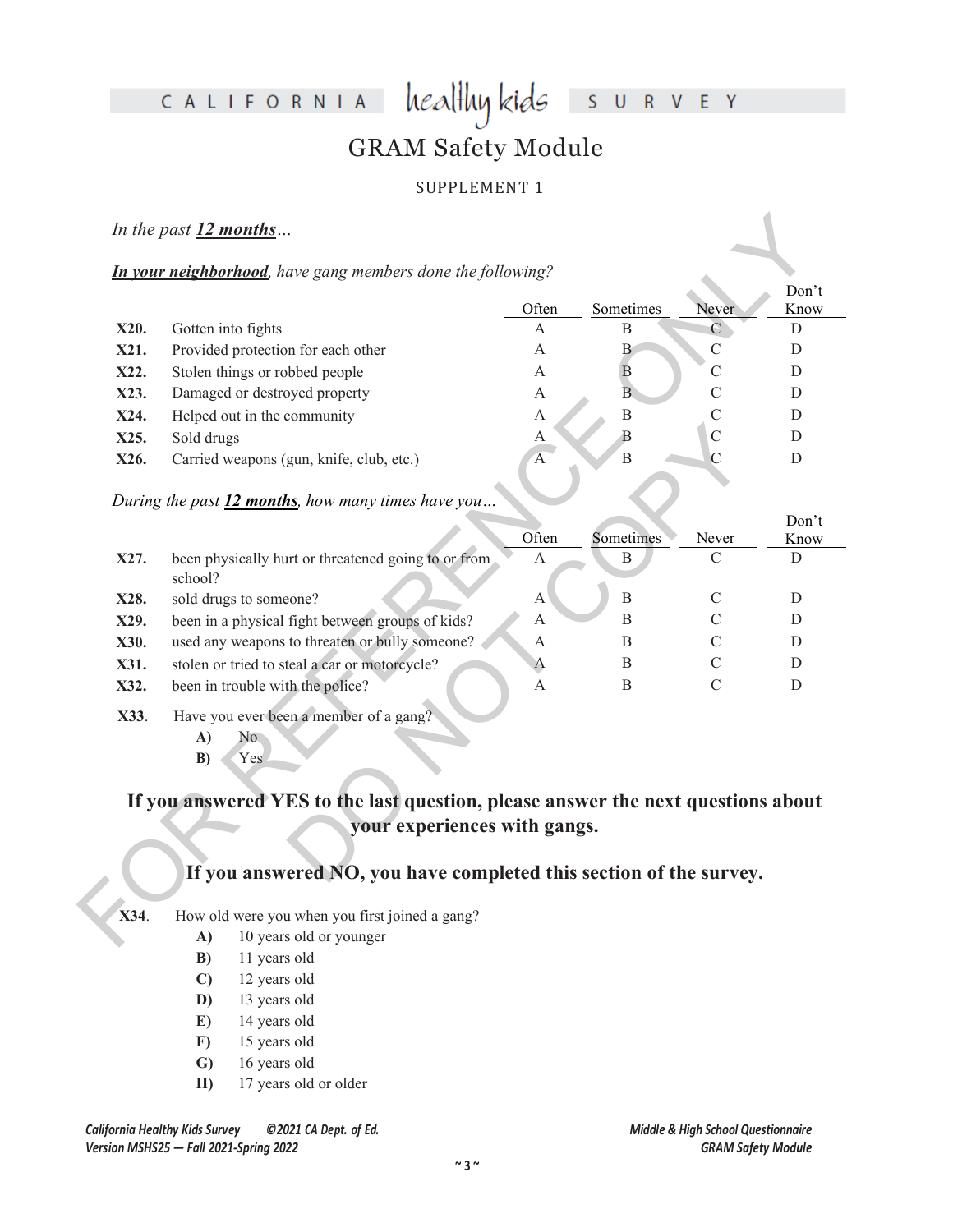# GRAM Safety Module

SUPPLEMENT 1

*In the past **12 months**…*

***In your neighborhood**, have gang members done the following?*

| | | Often | Sometimes | Never | Don't Know |
|---|---|---|---|---|---|
| **X20.** | Gotten into fights | A | B | C | D |
| **X21.** | Provided protection for each other | A | B | C | D |
| **X22.** | Stolen things or robbed people | A | B | C | D |
| **X23.** | Damaged or destroyed property | A | B | C | D |
| **X24.** | Helped out in the community | A | B | C | D |
| **X25.** | Sold drugs | A | B | C | D |
| **X26.** | Carried weapons (gun, knife, club, etc.) | A | B | C | D |

*During the past **12 months**, how many times have you…*

| | | Often | Sometimes | Never | Don't Know |
|---|---|---|---|---|---|
| **X27.** | been physically hurt or threatened going to or from school? | A | B | C | D |
| **X28.** | sold drugs to someone? | A | B | C | D |
| **X29.** | been in a physical fight between groups of kids? | A | B | C | D |
| **X30.** | used any weapons to threaten or bully someone? | A | B | C | D |
| **X31.** | stolen or tried to steal a car or motorcycle? | A | B | C | D |
| **X32.** | been in trouble with the police? | A | B | C | D |

**X33**. Have you ever been a member of a gang?

- **A)** No
- **B)** Yes

**If you answered YES to the last question, please answer the next questions about your experiences with gangs.**

**If you answered NO, you have completed this section of the survey.**

**X34**. How old were you when you first joined a gang?

- **A)** 10 years old or younger
- **B)** 11 years old
- **C)** 12 years old
- **D)** 13 years old
- **E)** 14 years old
- **F)** 15 years old
- **G)** 16 years old
- **H)** 17 years old or older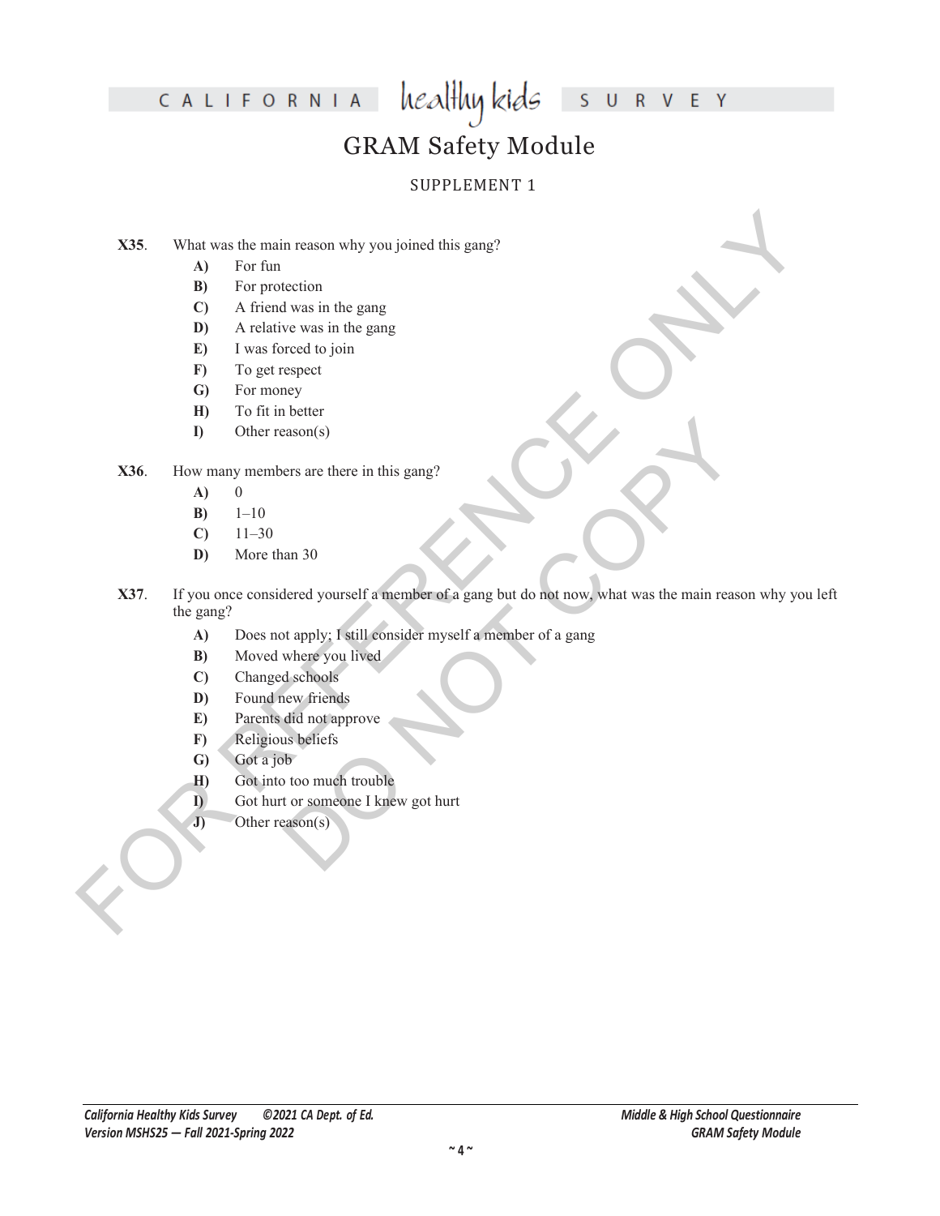# GRAM Safety Module

SUPPLEMENT 1

**X35**. What was the main reason why you joined this gang?

- **A)** For fun
- **B)** For protection
- **C)** A friend was in the gang
- **D)** A relative was in the gang
- **E)** I was forced to join
- **F)** To get respect
- **G)** For money
- **H)** To fit in better
- **I)** Other reason(s)

**X36**. How many members are there in this gang?

- **A)** 0
- **B)** 1–10
- **C)** 11–30
- **D)** More than 30

**X37**. If you once considered yourself a member of a gang but do not now, what was the main reason why you left the gang?

- **A)** Does not apply; I still consider myself a member of a gang
- **B)** Moved where you lived
- **C)** Changed schools
- **D)** Found new friends
- **E)** Parents did not approve
- **F)** Religious beliefs
- **G)** Got a job
- **H)** Got into too much trouble
- **I)** Got hurt or someone I knew got hurt
- **J)** Other reason(s)